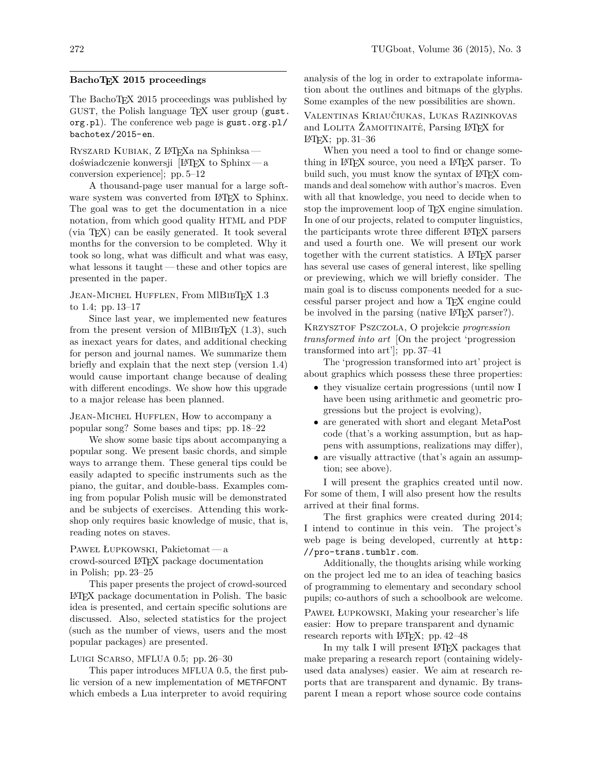## BachoTEX 2015 proceedings

The BachoTEX 2015 proceedings was published by GUST, the Polish language TEX user group (gust.org.pl). The conference web page is gust.org.pl/bachotex/2015-en.

RYSZARD KUBIAK, Z LATEXa na Sphinksa — doświadczenie konwersji [LATEX to Sphinx — a conversion experience]; pp. 5–12

A thousand-page user manual for a large software system was converted from LATEX to Sphinx. The goal was to get the documentation in a nice notation, from which good quality HTML and PDF (via TEX) can be easily generated. It took several months for the conversion to be completed. Why it took so long, what was difficult and what was easy, what lessons it taught — these and other topics are presented in the paper.

JEAN-MICHEL HUFFLEN, From MlBIBTEX 1.3 to 1.4; pp. 13–17

Since last year, we implemented new features from the present version of MlBIBTEX (1.3), such as inexact years for dates, and additional checking for person and journal names. We summarize them briefly and explain that the next step (version 1.4) would cause important change because of dealing with different encodings. We show how this upgrade to a major release has been planned.

JEAN-MICHEL HUFFLEN, How to accompany a popular song? Some bases and tips; pp. 18–22

We show some basic tips about accompanying a popular song. We present basic chords, and simple ways to arrange them. These general tips could be easily adapted to specific instruments such as the piano, the guitar, and double-bass. Examples coming from popular Polish music will be demonstrated and be subjects of exercises. Attending this workshop only requires basic knowledge of music, that is, reading notes on staves.

PAWEŁ ŁUPKOWSKI, Pakietomat — a crowd-sourced LATEX package documentation in Polish; pp. 23–25

This paper presents the project of crowd-sourced LATEX package documentation in Polish. The basic idea is presented, and certain specific solutions are discussed. Also, selected statistics for the project (such as the number of views, users and the most popular packages) are presented.

LUIGI SCARSO, MFLUA 0.5; pp. 26–30

This paper introduces MFLUA 0.5, the first public version of a new implementation of METAFONT which embeds a Lua interpreter to avoid requiring analysis of the log in order to extrapolate information about the outlines and bitmaps of the glyphs. Some examples of the new possibilities are shown.

VALENTINAS KRIAUČIUKAS, LUKAS RAZINKOVAS and LOLITA ŽAMOITINAITĖ, Parsing LATEX for LATEX; pp. 31–36

When you need a tool to find or change something in LATEX source, you need a LATEX parser. To build such, you must know the syntax of LATEX commands and deal somehow with author's macros. Even with all that knowledge, you need to decide when to stop the improvement loop of TEX engine simulation. In one of our projects, related to computer linguistics, the participants wrote three different LATEX parsers and used a fourth one. We will present our work together with the current statistics. A LATEX parser has several use cases of general interest, like spelling or previewing, which we will briefly consider. The main goal is to discuss components needed for a successful parser project and how a TEX engine could be involved in the parsing (native LATEX parser?).

KRZYSZTOF PSZCZOŁA, O projekcie *progression transformed into art* [On the project 'progression transformed into art']; pp. 37–41

The 'progression transformed into art' project is about graphics which possess these three properties:

- they visualize certain progressions (until now I have been using arithmetic and geometric progressions but the project is evolving),
- are generated with short and elegant MetaPost code (that's a working assumption, but as happens with assumptions, realizations may differ),
- are visually attractive (that's again an assumption; see above).

I will present the graphics created until now. For some of them, I will also present how the results arrived at their final forms.

The first graphics were created during 2014; I intend to continue in this vein. The project's web page is being developed, currently at http://pro-trans.tumblr.com.

Additionally, the thoughts arising while working on the project led me to an idea of teaching basics of programming to elementary and secondary school pupils; co-authors of such a schoolbook are welcome.

PAWEŁ ŁUPKOWSKI, Making your researcher's life easier: How to prepare transparent and dynamic research reports with LATEX; pp. 42–48

In my talk I will present LATEX packages that make preparing a research report (containing widely-used data analyses) easier. We aim at research reports that are transparent and dynamic. By transparent I mean a report whose source code contains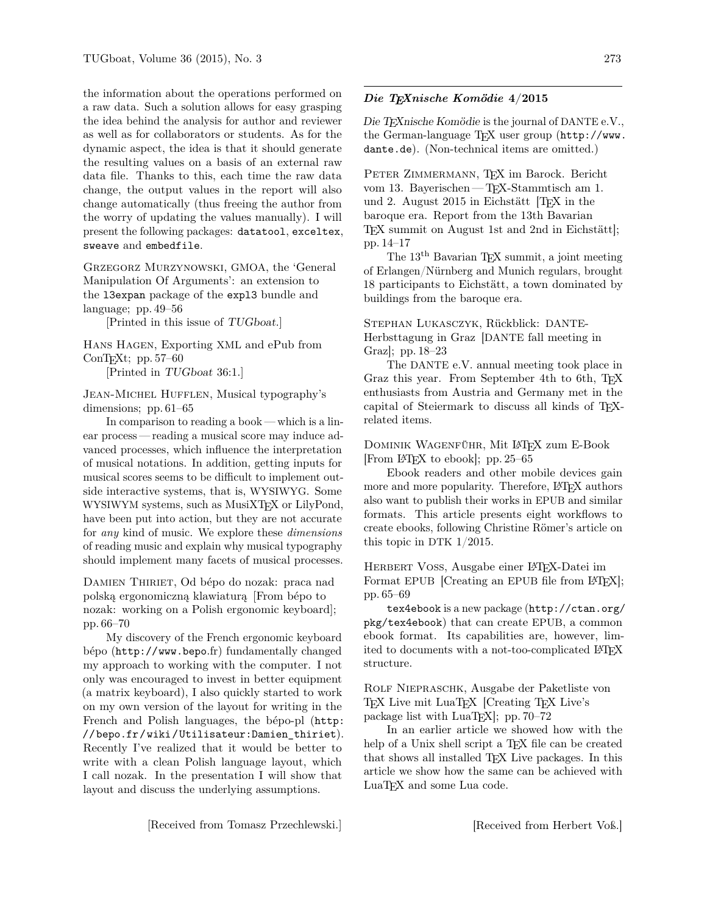the information about the operations performed on a raw data. Such a solution allows for easy grasping the idea behind the analysis for author and reviewer as well as for collaborators or students. As for the dynamic aspect, the idea is that it should generate the resulting values on a basis of an external raw data file. Thanks to this, each time the raw data change, the output values in the report will also change automatically (thus freeing the author from the worry of updating the values manually). I will present the following packages: `datatool`, `exceltex`, `sweave` and `embedfile`.

Grzegorz Murzynowski, GMOA, the 'General Manipulation Of Arguments': an extension to the `l3expan` package of the `expl3` bundle and language; pp. 49–56

[Printed in this issue of *TUGboat*.]

Hans Hagen, Exporting XML and ePub from ConTEXt; pp. 57–60

[Printed in *TUGboat* 36:1.]

Jean-Michel Hufflen, Musical typography's dimensions; pp. 61–65

In comparison to reading a book — which is a linear process — reading a musical score may induce advanced processes, which influence the interpretation of musical notations. In addition, getting inputs for musical scores seems to be difficult to implement outside interactive systems, that is, WYSIWYG. Some WYSIWYM systems, such as MusiXTEX or LilyPond, have been put into action, but they are not accurate for *any* kind of music. We explore these *dimensions* of reading music and explain why musical typography should implement many facets of musical processes.

Damien Thiriet, Od bépo do nozak: praca nad polską ergonomiczną klawiaturą [From bépo to nozak: working on a Polish ergonomic keyboard]; pp. 66–70

My discovery of the French ergonomic keyboard bépo (`http://www.bepo`.fr) fundamentally changed my approach to working with the computer. I not only was encouraged to invest in better equipment (a matrix keyboard), I also quickly started to work on my own version of the layout for writing in the French and Polish languages, the bépo-pl (`http://bepo.fr/wiki/Utilisateur:Damien_thiriet`). Recently I've realized that it would be better to write with a clean Polish language layout, which I call nozak. In the presentation I will show that layout and discuss the underlying assumptions.

[Received from Tomasz Przechlewski.]

## *Die TEXnische Komödie* 4/2015

*Die TEXnische Komödie* is the journal of DANTE e.V., the German-language TEX user group (`http://www.dante.de`). (Non-technical items are omitted.)

Peter Zimmermann, TEX im Barock. Bericht vom 13. Bayerischen — TEX-Stammtisch am 1. und 2. August 2015 in Eichstätt [TEX in the baroque era. Report from the 13th Bavarian TEX summit on August 1st and 2nd in Eichstätt]; pp. 14–17

The 13$^{\text{th}}$ Bavarian TEX summit, a joint meeting of Erlangen/Nürnberg and Munich regulars, brought 18 participants to Eichstätt, a town dominated by buildings from the baroque era.

Stephan Lukasczyk, Rückblick: DANTE-Herbsttagung in Graz [DANTE fall meeting in Graz]; pp. 18–23

The DANTE e.V. annual meeting took place in Graz this year. From September 4th to 6th, TEX enthusiasts from Austria and Germany met in the capital of Steiermark to discuss all kinds of TEX-related items.

Dominik Wagenführ, Mit LATEX zum E-Book [From LATEX to ebook]; pp. 25–65

Ebook readers and other mobile devices gain more and more popularity. Therefore, LATEX authors also want to publish their works in EPUB and similar formats. This article presents eight workflows to create ebooks, following Christine Römer's article on this topic in DTK 1/2015.

Herbert Voss, Ausgabe einer LATEX-Datei im Format EPUB [Creating an EPUB file from LATEX]; pp. 65–69

`tex4ebook` is a new package (`http://ctan.org/pkg/tex4ebook`) that can create EPUB, a common ebook format. Its capabilities are, however, limited to documents with a not-too-complicated LATEX structure.

Rolf Niepraschk, Ausgabe der Paketliste von TEX Live mit LuaTEX [Creating TEX Live's package list with LuaTEX]; pp. 70–72

In an earlier article we showed how with the help of a Unix shell script a TEX file can be created that shows all installed TEX Live packages. In this article we show how the same can be achieved with LuaTEX and some Lua code.

[Received from Herbert Voß.]